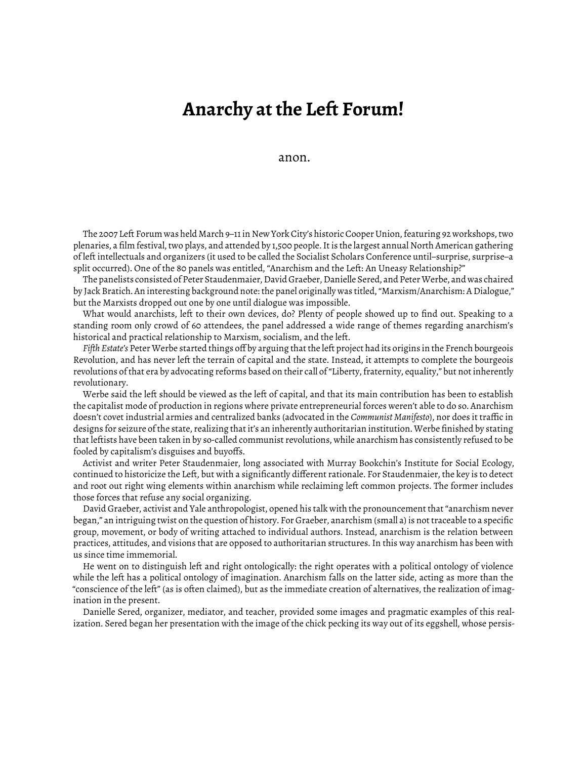# Anarchy at the Left Forum!

anon.

The 2007 Left Forum was held March 9–11 in New York City's historic Cooper Union, featuring 92 workshops, two plenaries, a film festival, two plays, and attended by 1,500 people. It is the largest annual North American gathering of left intellectuals and organizers (it used to be called the Socialist Scholars Conference until–surprise, surprise–a split occurred). One of the 80 panels was entitled, "Anarchism and the Left: An Uneasy Relationship?"

The panelists consisted of Peter Staudenmaier, David Graeber, Danielle Sered, and Peter Werbe, and was chaired by Jack Bratich. An interesting background note: the panel originally was titled, "Marxism/Anarchism: A Dialogue," but the Marxists dropped out one by one until dialogue was impossible.

What would anarchists, left to their own devices, do? Plenty of people showed up to find out. Speaking to a standing room only crowd of 60 attendees, the panel addressed a wide range of themes regarding anarchism's historical and practical relationship to Marxism, socialism, and the left.

*Fifth Estate's* Peter Werbe started things off by arguing that the left project had its origins in the French bourgeois Revolution, and has never left the terrain of capital and the state. Instead, it attempts to complete the bourgeois revolutions of that era by advocating reforms based on their call of "Liberty, fraternity, equality," but not inherently revolutionary.

Werbe said the left should be viewed as the left of capital, and that its main contribution has been to establish the capitalist mode of production in regions where private entrepreneurial forces weren't able to do so. Anarchism doesn't covet industrial armies and centralized banks (advocated in the *Communist Manifesto*), nor does it traffic in designs for seizure of the state, realizing that it's an inherently authoritarian institution. Werbe finished by stating that leftists have been taken in by so-called communist revolutions, while anarchism has consistently refused to be fooled by capitalism's disguises and buyoffs.

Activist and writer Peter Staudenmaier, long associated with Murray Bookchin's Institute for Social Ecology, continued to historicize the Left, but with a significantly different rationale. For Staudenmaier, the key is to detect and root out right wing elements within anarchism while reclaiming left common projects. The former includes those forces that refuse any social organizing.

David Graeber, activist and Yale anthropologist, opened his talk with the pronouncement that "anarchism never began," an intriguing twist on the question of history. For Graeber, anarchism (small a) is not traceable to a specific group, movement, or body of writing attached to individual authors. Instead, anarchism is the relation between practices, attitudes, and visions that are opposed to authoritarian structures. In this way anarchism has been with us since time immemorial.

He went on to distinguish left and right ontologically: the right operates with a political ontology of violence while the left has a political ontology of imagination. Anarchism falls on the latter side, acting as more than the "conscience of the left" (as is often claimed), but as the immediate creation of alternatives, the realization of imagination in the present.

Danielle Sered, organizer, mediator, and teacher, provided some images and pragmatic examples of this realization. Sered began her presentation with the image of the chick pecking its way out of its eggshell, whose persis-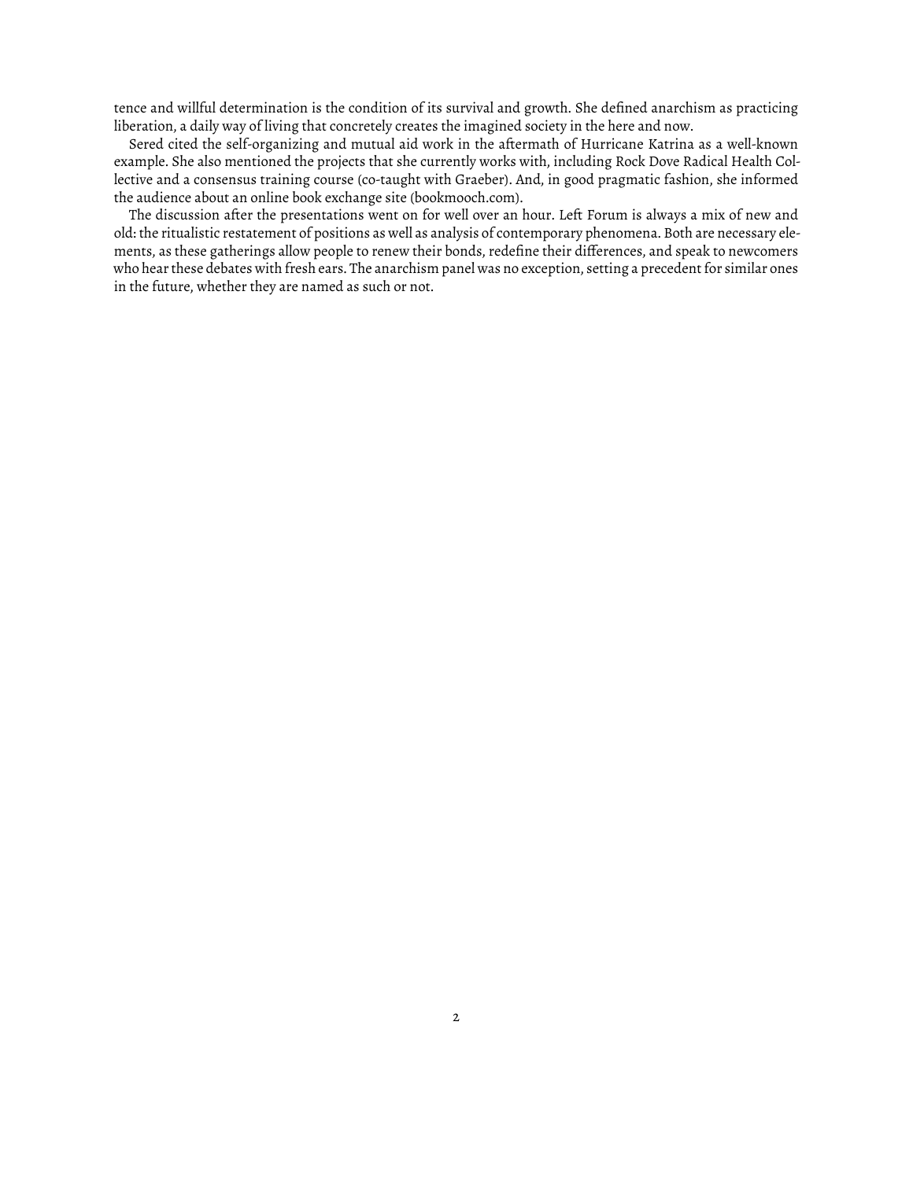tence and willful determination is the condition of its survival and growth. She defined anarchism as practicing liberation, a daily way of living that concretely creates the imagined society in the here and now.

Sered cited the self-organizing and mutual aid work in the aftermath of Hurricane Katrina as a well-known example. She also mentioned the projects that she currently works with, including Rock Dove Radical Health Collective and a consensus training course (co-taught with Graeber). And, in good pragmatic fashion, she informed the audience about an online book exchange site (bookmooch.com).

The discussion after the presentations went on for well over an hour. Left Forum is always a mix of new and old: the ritualistic restatement of positions as well as analysis of contemporary phenomena. Both are necessary elements, as these gatherings allow people to renew their bonds, redefine their differences, and speak to newcomers who hear these debates with fresh ears. The anarchism panel was no exception, setting a precedent for similar ones in the future, whether they are named as such or not.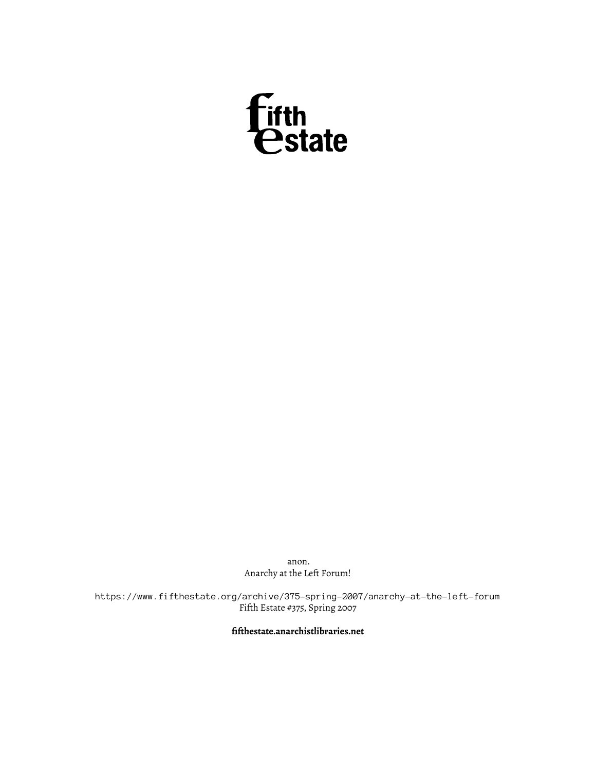Fifth Estate

anon.
Anarchy at the Left Forum!

https://www.fifthestate.org/archive/375-spring-2007/anarchy-at-the-left-forum
Fifth Estate #375, Spring 2007

**fifthestate.anarchistlibraries.net**